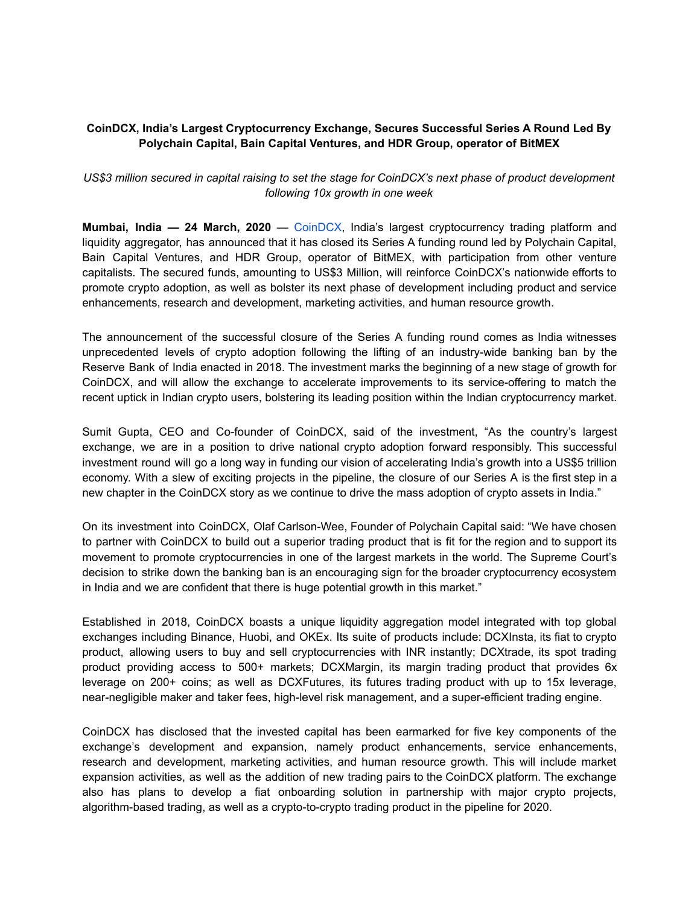**CoinDCX, India's Largest Cryptocurrency Exchange, Secures Successful Series A Round Led By Polychain Capital, Bain Capital Ventures, and HDR Group, operator of BitMEX**

*US$3 million secured in capital raising to set the stage for CoinDCX's next phase of product development following 10x growth in one week*

**Mumbai, India — 24 March, 2020** — CoinDCX, India's largest cryptocurrency trading platform and liquidity aggregator, has announced that it has closed its Series A funding round led by Polychain Capital, Bain Capital Ventures, and HDR Group, operator of BitMEX, with participation from other venture capitalists. The secured funds, amounting to US$3 Million, will reinforce CoinDCX's nationwide efforts to promote crypto adoption, as well as bolster its next phase of development including product and service enhancements, research and development, marketing activities, and human resource growth.

The announcement of the successful closure of the Series A funding round comes as India witnesses unprecedented levels of crypto adoption following the lifting of an industry-wide banking ban by the Reserve Bank of India enacted in 2018. The investment marks the beginning of a new stage of growth for CoinDCX, and will allow the exchange to accelerate improvements to its service-offering to match the recent uptick in Indian crypto users, bolstering its leading position within the Indian cryptocurrency market.

Sumit Gupta, CEO and Co-founder of CoinDCX, said of the investment, "As the country's largest exchange, we are in a position to drive national crypto adoption forward responsibly. This successful investment round will go a long way in funding our vision of accelerating India's growth into a US$5 trillion economy. With a slew of exciting projects in the pipeline, the closure of our Series A is the first step in a new chapter in the CoinDCX story as we continue to drive the mass adoption of crypto assets in India."

On its investment into CoinDCX, Olaf Carlson-Wee, Founder of Polychain Capital said: "We have chosen to partner with CoinDCX to build out a superior trading product that is fit for the region and to support its movement to promote cryptocurrencies in one of the largest markets in the world. The Supreme Court's decision to strike down the banking ban is an encouraging sign for the broader cryptocurrency ecosystem in India and we are confident that there is huge potential growth in this market."

Established in 2018, CoinDCX boasts a unique liquidity aggregation model integrated with top global exchanges including Binance, Huobi, and OKEx. Its suite of products include: DCXInsta, its fiat to crypto product, allowing users to buy and sell cryptocurrencies with INR instantly; DCXtrade, its spot trading product providing access to 500+ markets; DCXMargin, its margin trading product that provides 6x leverage on 200+ coins; as well as DCXFutures, its futures trading product with up to 15x leverage, near-negligible maker and taker fees, high-level risk management, and a super-efficient trading engine.

CoinDCX has disclosed that the invested capital has been earmarked for five key components of the exchange's development and expansion, namely product enhancements, service enhancements, research and development, marketing activities, and human resource growth. This will include market expansion activities, as well as the addition of new trading pairs to the CoinDCX platform. The exchange also has plans to develop a fiat onboarding solution in partnership with major crypto projects, algorithm-based trading, as well as a crypto-to-crypto trading product in the pipeline for 2020.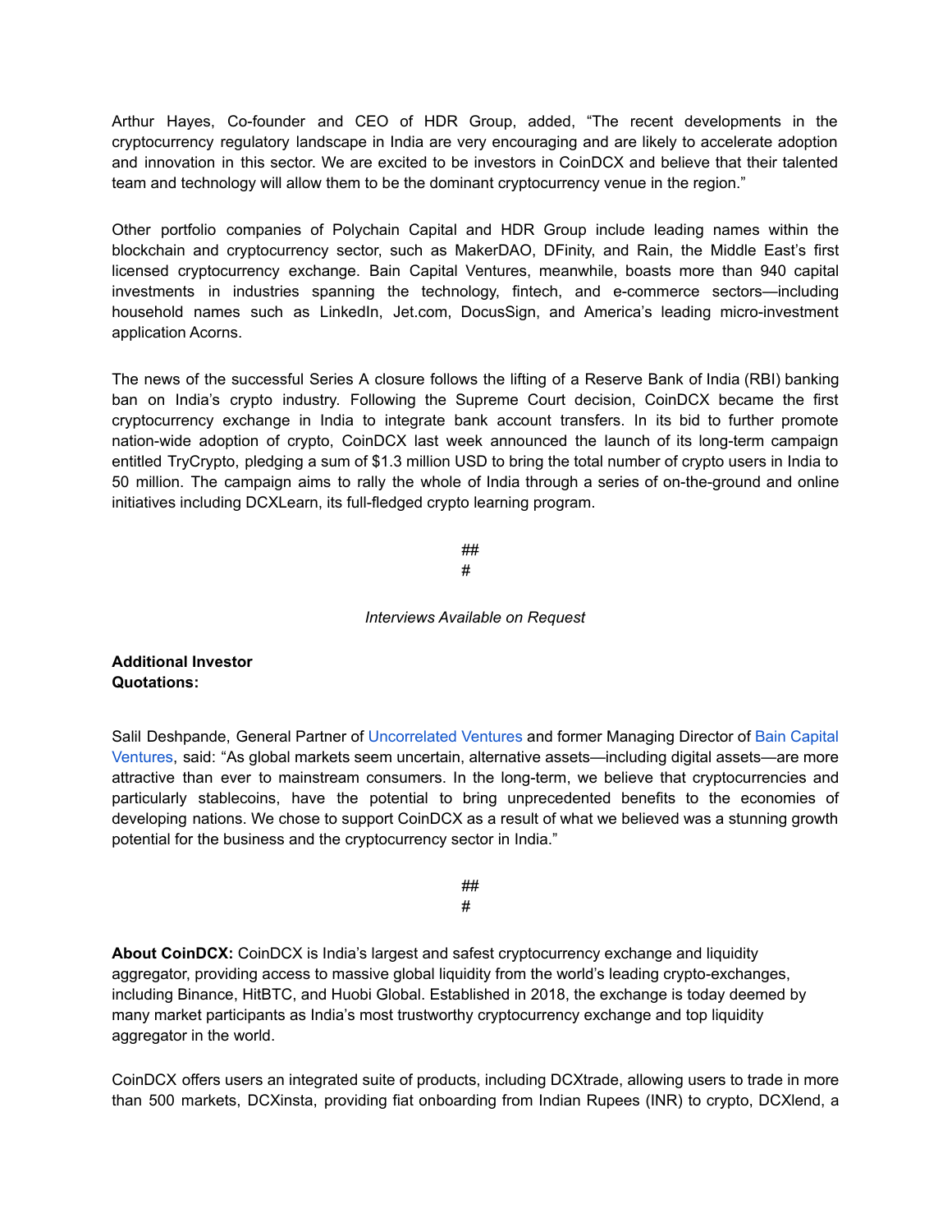Arthur Hayes, Co-founder and CEO of HDR Group, added, "The recent developments in the cryptocurrency regulatory landscape in India are very encouraging and are likely to accelerate adoption and innovation in this sector. We are excited to be investors in CoinDCX and believe that their talented team and technology will allow them to be the dominant cryptocurrency venue in the region."

Other portfolio companies of Polychain Capital and HDR Group include leading names within the blockchain and cryptocurrency sector, such as MakerDAO, DFinity, and Rain, the Middle East's first licensed cryptocurrency exchange. Bain Capital Ventures, meanwhile, boasts more than 940 capital investments in industries spanning the technology, fintech, and e-commerce sectors—including household names such as LinkedIn, Jet.com, DocuSign, and America's leading micro-investment application Acorns.

The news of the successful Series A closure follows the lifting of a Reserve Bank of India (RBI) banking ban on India's crypto industry. Following the Supreme Court decision, CoinDCX became the first cryptocurrency exchange in India to integrate bank account transfers. In its bid to further promote nation-wide adoption of crypto, CoinDCX last week announced the launch of its long-term campaign entitled TryCrypto, pledging a sum of $1.3 million USD to bring the total number of crypto users in India to 50 million. The campaign aims to rally the whole of India through a series of on-the-ground and online initiatives including DCXLearn, its full-fledged crypto learning program.

###

*Interviews Available on Request*

**Additional Investor Quotations:**

Salil Deshpande, General Partner of Uncorrelated Ventures and former Managing Director of Bain Capital Ventures, said: "As global markets seem uncertain, alternative assets—including digital assets—are more attractive than ever to mainstream consumers. In the long-term, we believe that cryptocurrencies and particularly stablecoins, have the potential to bring unprecedented benefits to the economies of developing nations. We chose to support CoinDCX as a result of what we believed was a stunning growth potential for the business and the cryptocurrency sector in India."

###

**About CoinDCX:** CoinDCX is India's largest and safest cryptocurrency exchange and liquidity aggregator, providing access to massive global liquidity from the world's leading crypto-exchanges, including Binance, HitBTC, and Huobi Global. Established in 2018, the exchange is today deemed by many market participants as India's most trustworthy cryptocurrency exchange and top liquidity aggregator in the world.

CoinDCX offers users an integrated suite of products, including DCXtrade, allowing users to trade in more than 500 markets, DCXinsta, providing fiat onboarding from Indian Rupees (INR) to crypto, DCXlend, a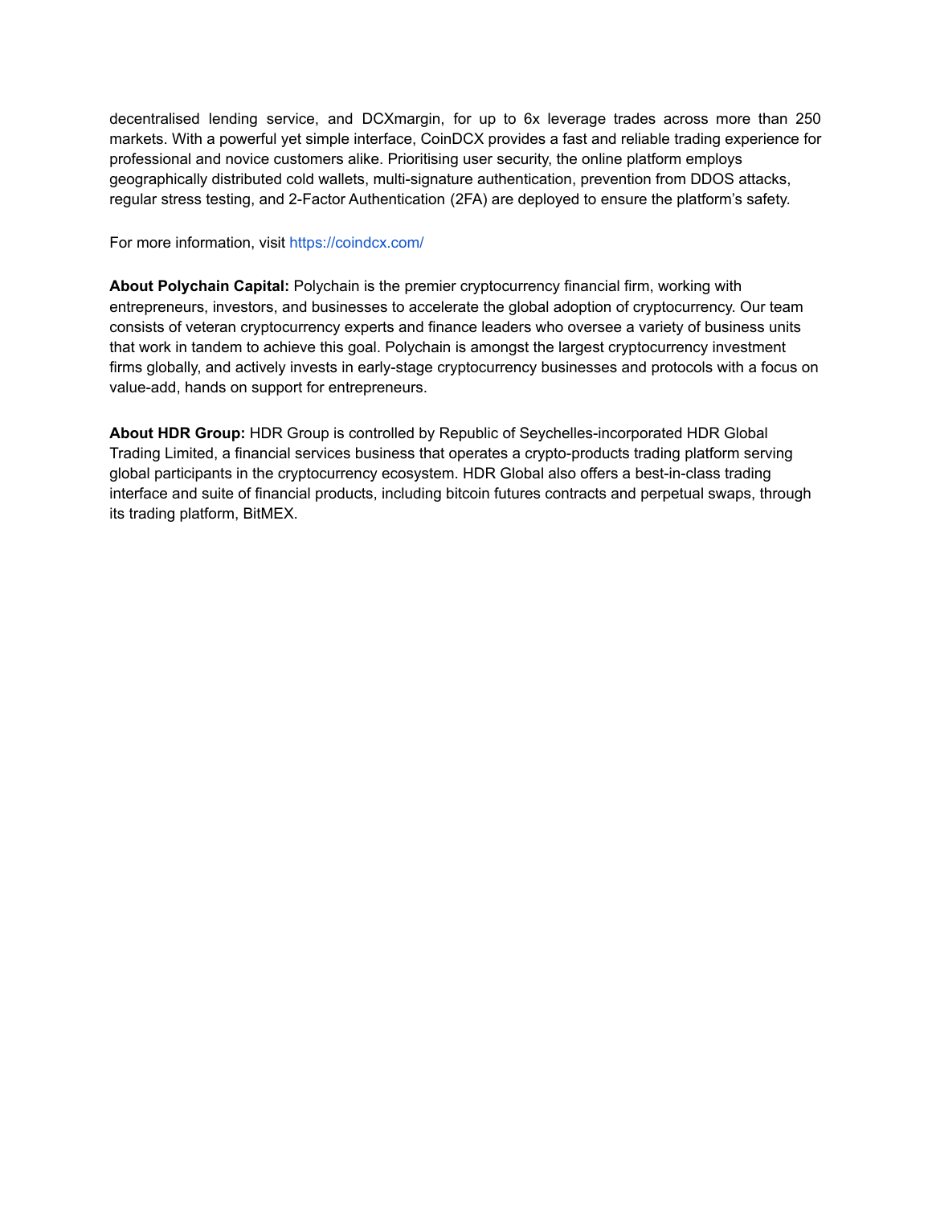decentralised lending service, and DCXmargin, for up to 6x leverage trades across more than 250 markets. With a powerful yet simple interface, CoinDCX provides a fast and reliable trading experience for professional and novice customers alike. Prioritising user security, the online platform employs geographically distributed cold wallets, multi-signature authentication, prevention from DDOS attacks, regular stress testing, and 2-Factor Authentication (2FA) are deployed to ensure the platform's safety.

For more information, visit https://coindcx.com/

**About Polychain Capital:** Polychain is the premier cryptocurrency financial firm, working with entrepreneurs, investors, and businesses to accelerate the global adoption of cryptocurrency. Our team consists of veteran cryptocurrency experts and finance leaders who oversee a variety of business units that work in tandem to achieve this goal. Polychain is amongst the largest cryptocurrency investment firms globally, and actively invests in early-stage cryptocurrency businesses and protocols with a focus on value-add, hands on support for entrepreneurs.

**About HDR Group:** HDR Group is controlled by Republic of Seychelles-incorporated HDR Global Trading Limited, a financial services business that operates a crypto-products trading platform serving global participants in the cryptocurrency ecosystem. HDR Global also offers a best-in-class trading interface and suite of financial products, including bitcoin futures contracts and perpetual swaps, through its trading platform, BitMEX.